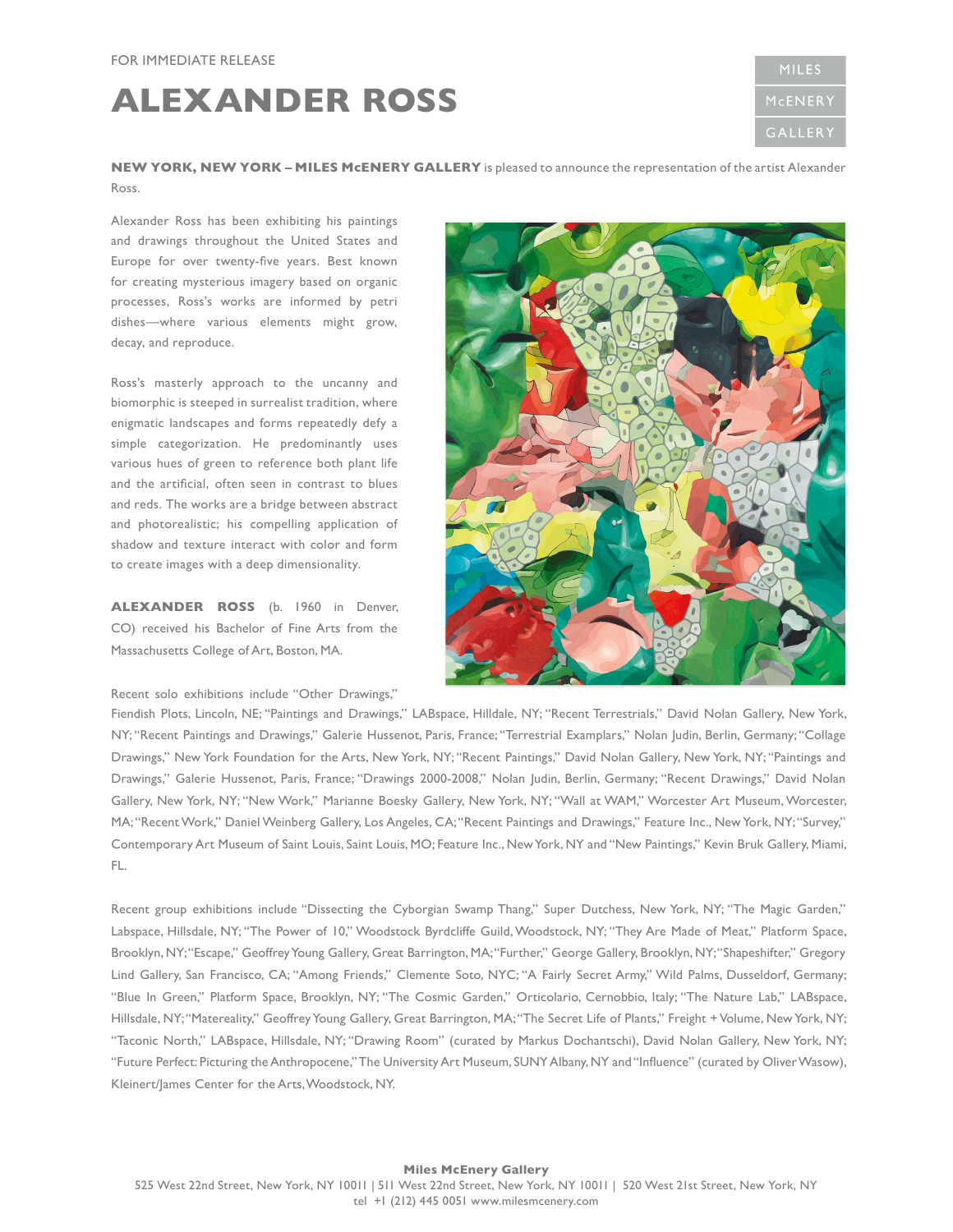FOR IMMEDIATE RELEASE

# ALEXANDER ROSS

MILES McENERY GALLERY

**NEW YORK, NEW YORK – MILES McENERY GALLERY** is pleased to announce the representation of the artist Alexander Ross.

Alexander Ross has been exhibiting his paintings and drawings throughout the United States and Europe for over twenty-five years. Best known for creating mysterious imagery based on organic processes, Ross's works are informed by petri dishes—where various elements might grow, decay, and reproduce.

Ross's masterly approach to the uncanny and biomorphic is steeped in surrealist tradition, where enigmatic landscapes and forms repeatedly defy a simple categorization. He predominantly uses various hues of green to reference both plant life and the artificial, often seen in contrast to blues and reds. The works are a bridge between abstract and photorealistic; his compelling application of shadow and texture interact with color and form to create images with a deep dimensionality.

**ALEXANDER ROSS** (b. 1960 in Denver, CO) received his Bachelor of Fine Arts from the Massachusetts College of Art, Boston, MA.

Recent solo exhibitions include "Other Drawings," Fiendish Plots, Lincoln, NE; "Paintings and Drawings," LABspace, Hilldale, NY; "Recent Terrestrials," David Nolan Gallery, New York, NY; "Recent Paintings and Drawings," Galerie Hussenot, Paris, France; "Terrestrial Examplars," Nolan Judin, Berlin, Germany; "Collage Drawings," New York Foundation for the Arts, New York, NY; "Recent Paintings," David Nolan Gallery, New York, NY; "Paintings and Drawings," Galerie Hussenot, Paris, France; "Drawings 2000-2008," Nolan Judin, Berlin, Germany; "Recent Drawings," David Nolan Gallery, New York, NY; "New Work," Marianne Boesky Gallery, New York, NY; "Wall at WAM," Worcester Art Museum, Worcester, MA; "Recent Work," Daniel Weinberg Gallery, Los Angeles, CA; "Recent Paintings and Drawings," Feature Inc., New York, NY; "Survey," Contemporary Art Museum of Saint Louis, Saint Louis, MO; Feature Inc., New York, NY and "New Paintings," Kevin Bruk Gallery, Miami, FL.

Recent group exhibitions include "Dissecting the Cyborgian Swamp Thang," Super Dutchess, New York, NY; "The Magic Garden," Labspace, Hillsdale, NY; "The Power of 10," Woodstock Byrdcliffe Guild, Woodstock, NY; "They Are Made of Meat," Platform Space, Brooklyn, NY; "Escape," Geoffrey Young Gallery, Great Barrington, MA; "Further," George Gallery, Brooklyn, NY; "Shapeshifter," Gregory Lind Gallery, San Francisco, CA; "Among Friends," Clemente Soto, NYC; "A Fairly Secret Army," Wild Palms, Dusseldorf, Germany; "Blue In Green," Platform Space, Brooklyn, NY; "The Cosmic Garden," Orticolario, Cernobbio, Italy; "The Nature Lab," LABspace, Hillsdale, NY; "Matereality," Geoffrey Young Gallery, Great Barrington, MA; "The Secret Life of Plants," Freight + Volume, New York, NY; "Taconic North," LABspace, Hillsdale, NY; "Drawing Room" (curated by Markus Dochantschi), David Nolan Gallery, New York, NY; "Future Perfect: Picturing the Anthropocene," The University Art Museum, SUNY Albany, NY and "Influence" (curated by Oliver Wasow), Kleinert/James Center for the Arts, Woodstock, NY.

**Miles McEnery Gallery**
525 West 22nd Street, New York, NY 10011 | 511 West 22nd Street, New York, NY 10011 | 520 West 21st Street, New York, NY
tel +1 (212) 445 0051 www.milesmcenery.com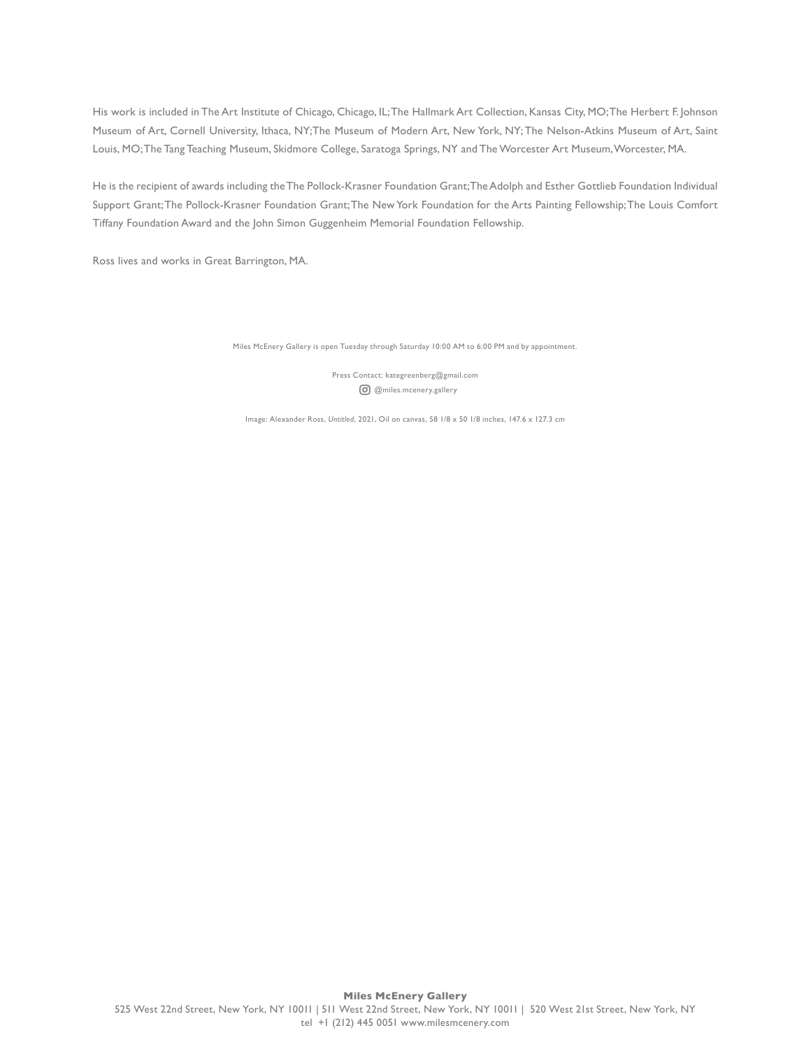His work is included in The Art Institute of Chicago, Chicago, IL; The Hallmark Art Collection, Kansas City, MO; The Herbert F. Johnson Museum of Art, Cornell University, Ithaca, NY; The Museum of Modern Art, New York, NY; The Nelson-Atkins Museum of Art, Saint Louis, MO; The Tang Teaching Museum, Skidmore College, Saratoga Springs, NY and The Worcester Art Museum, Worcester, MA.

He is the recipient of awards including the The Pollock-Krasner Foundation Grant; The Adolph and Esther Gottlieb Foundation Individual Support Grant; The Pollock-Krasner Foundation Grant; The New York Foundation for the Arts Painting Fellowship; The Louis Comfort Tiffany Foundation Award and the John Simon Guggenheim Memorial Foundation Fellowship.

Ross lives and works in Great Barrington, MA.

Miles McEnery Gallery is open Tuesday through Saturday 10:00 AM to 6:00 PM and by appointment.

Press Contact: kategreenberg@gmail.com

@miles.mcenery.gallery

Image: Alexander Ross, *Untitled*, 2021, Oil on canvas, 58 1/8 x 50 1/8 inches, 147.6 x 127.3 cm

**Miles McEnery Gallery**
525 West 22nd Street, New York, NY 10011 | 511 West 22nd Street, New York, NY 10011 | 520 West 21st Street, New York, NY
tel +1 (212) 445 0051 www.milesmcenery.com